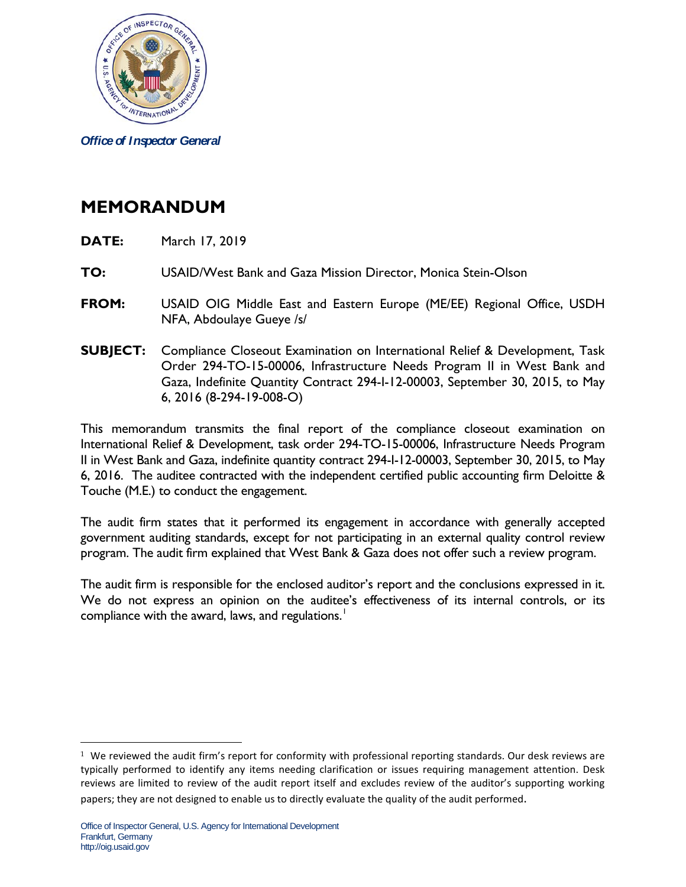*Office of Inspector General*

# MEMORANDUM

**DATE:** March 17, 2019

**TO:** USAID/West Bank and Gaza Mission Director, Monica Stein-Olson

**FROM:** USAID OIG Middle East and Eastern Europe (ME/EE) Regional Office, USDH NFA, Abdoulaye Gueye /s/

**SUBJECT:** Compliance Closeout Examination on International Relief & Development, Task Order 294-TO-15-00006, Infrastructure Needs Program II in West Bank and Gaza, Indefinite Quantity Contract 294-I-12-00003, September 30, 2015, to May 6, 2016 (8-294-19-008-O)

This memorandum transmits the final report of the compliance closeout examination on International Relief & Development, task order 294-TO-15-00006, Infrastructure Needs Program II in West Bank and Gaza, indefinite quantity contract 294-I-12-00003, September 30, 2015, to May 6, 2016. The auditee contracted with the independent certified public accounting firm Deloitte & Touche (M.E.) to conduct the engagement.

The audit firm states that it performed its engagement in accordance with generally accepted government auditing standards, except for not participating in an external quality control review program. The audit firm explained that West Bank & Gaza does not offer such a review program.

The audit firm is responsible for the enclosed auditor's report and the conclusions expressed in it. We do not express an opinion on the auditee's effectiveness of its internal controls, or its compliance with the award, laws, and regulations.[1]

---

[1] We reviewed the audit firm's report for conformity with professional reporting standards. Our desk reviews are typically performed to identify any items needing clarification or issues requiring management attention. Desk reviews are limited to review of the audit report itself and excludes review of the auditor's supporting working papers; they are not designed to enable us to directly evaluate the quality of the audit performed.

Office of Inspector General, U.S. Agency for International Development
Frankfurt, Germany
http://oig.usaid.gov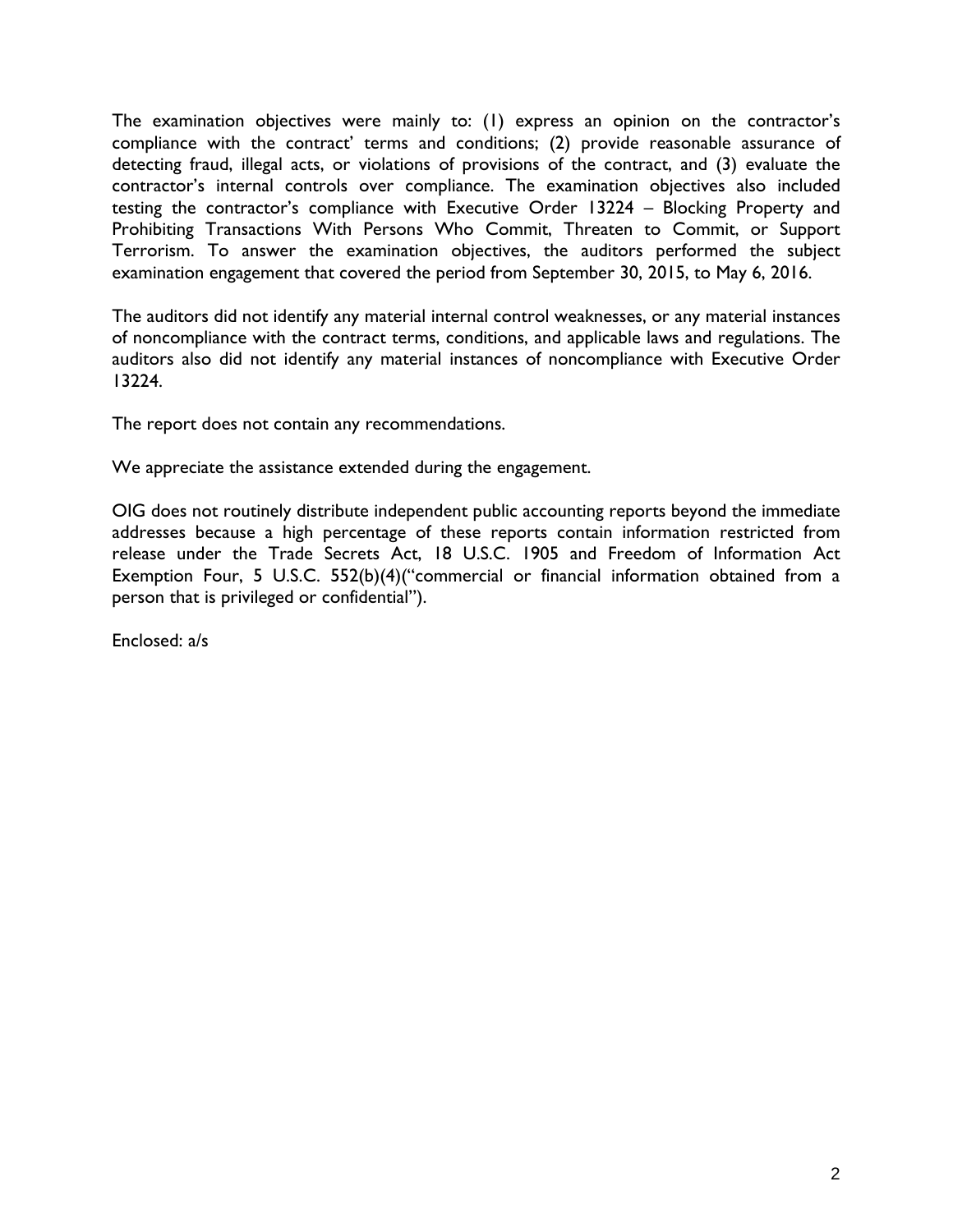The examination objectives were mainly to: (1) express an opinion on the contractor's compliance with the contract' terms and conditions; (2) provide reasonable assurance of detecting fraud, illegal acts, or violations of provisions of the contract, and (3) evaluate the contractor's internal controls over compliance. The examination objectives also included testing the contractor's compliance with Executive Order 13224 – Blocking Property and Prohibiting Transactions With Persons Who Commit, Threaten to Commit, or Support Terrorism. To answer the examination objectives, the auditors performed the subject examination engagement that covered the period from September 30, 2015, to May 6, 2016.

The auditors did not identify any material internal control weaknesses, or any material instances of noncompliance with the contract terms, conditions, and applicable laws and regulations. The auditors also did not identify any material instances of noncompliance with Executive Order 13224.

The report does not contain any recommendations.

We appreciate the assistance extended during the engagement.

OIG does not routinely distribute independent public accounting reports beyond the immediate addresses because a high percentage of these reports contain information restricted from release under the Trade Secrets Act, 18 U.S.C. 1905 and Freedom of Information Act Exemption Four, 5 U.S.C. 552(b)(4)("commercial or financial information obtained from a person that is privileged or confidential").

Enclosed: a/s